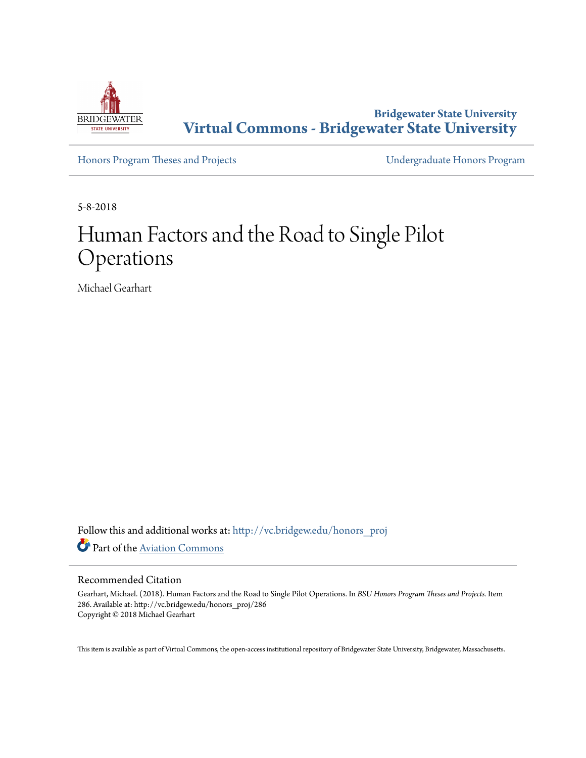Bridgewater State University

**Virtual Commons - Bridgewater State University**

Honors Program Theses and Projects | Undergraduate Honors Program

5-8-2018

# Human Factors and the Road to Single Pilot Operations

Michael Gearhart

Follow this and additional works at: http://vc.bridgew.edu/honors_proj

Part of the Aviation Commons

## Recommended Citation

Gearhart, Michael. (2018). Human Factors and the Road to Single Pilot Operations. In *BSU Honors Program Theses and Projects.* Item 286. Available at: http://vc.bridgew.edu/honors_proj/286
Copyright © 2018 Michael Gearhart

This item is available as part of Virtual Commons, the open-access institutional repository of Bridgewater State University, Bridgewater, Massachusetts.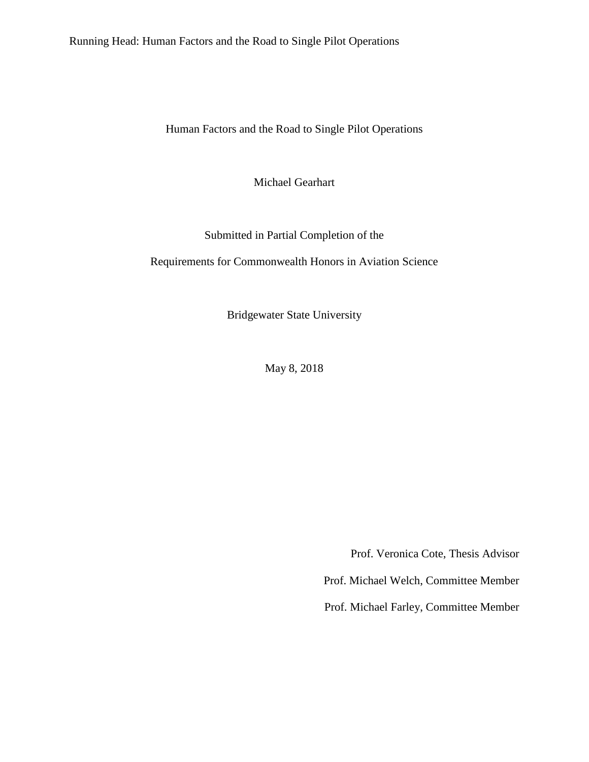Human Factors and the Road to Single Pilot Operations

Michael Gearhart

Submitted in Partial Completion of the

Requirements for Commonwealth Honors in Aviation Science

Bridgewater State University

May 8, 2018

Prof. Veronica Cote, Thesis Advisor

Prof. Michael Welch, Committee Member

Prof. Michael Farley, Committee Member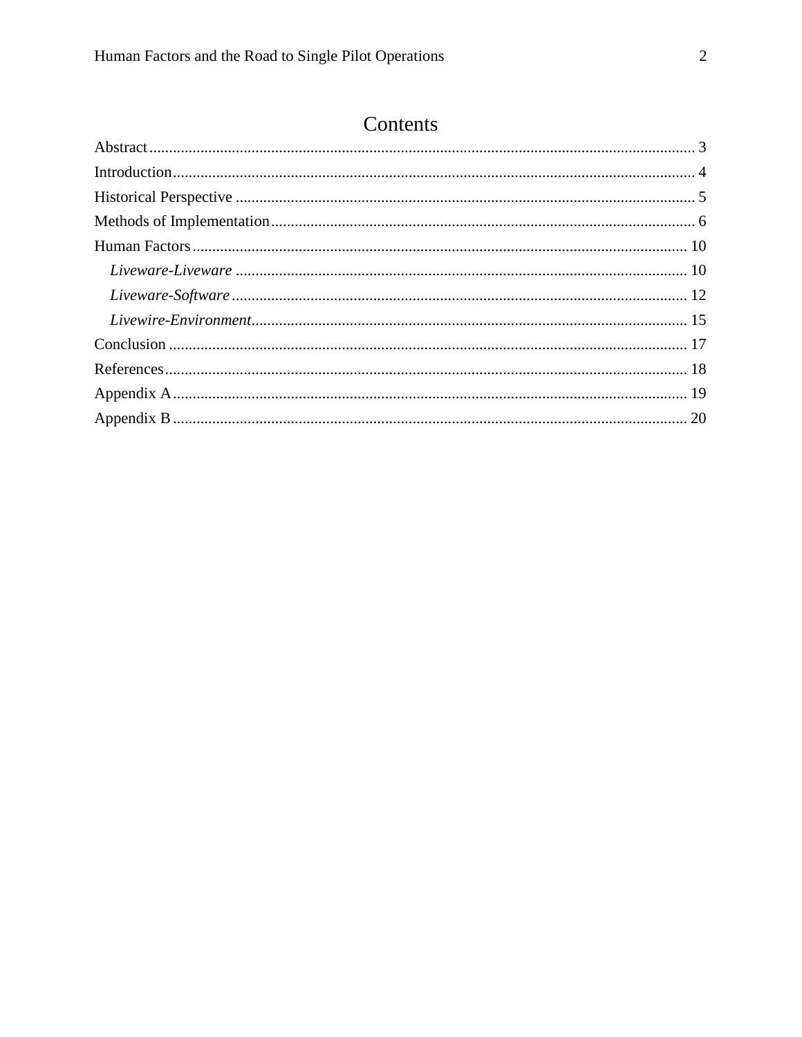# Contents

Abstract ........................................................................................................................................ 3
Introduction .................................................................................................................................. 4
Historical Perspective .................................................................................................................. 5
Methods of Implementation ......................................................................................................... 6
Human Factors ............................................................................................................................ 10
    *Liveware-Liveware* ................................................................................................................ 10
    *Liveware-Software* ................................................................................................................ 12
    *Livewire-Environment* ........................................................................................................... 15
Conclusion .................................................................................................................................. 17
References ................................................................................................................................... 18
Appendix A ................................................................................................................................. 19
Appendix B ................................................................................................................................. 20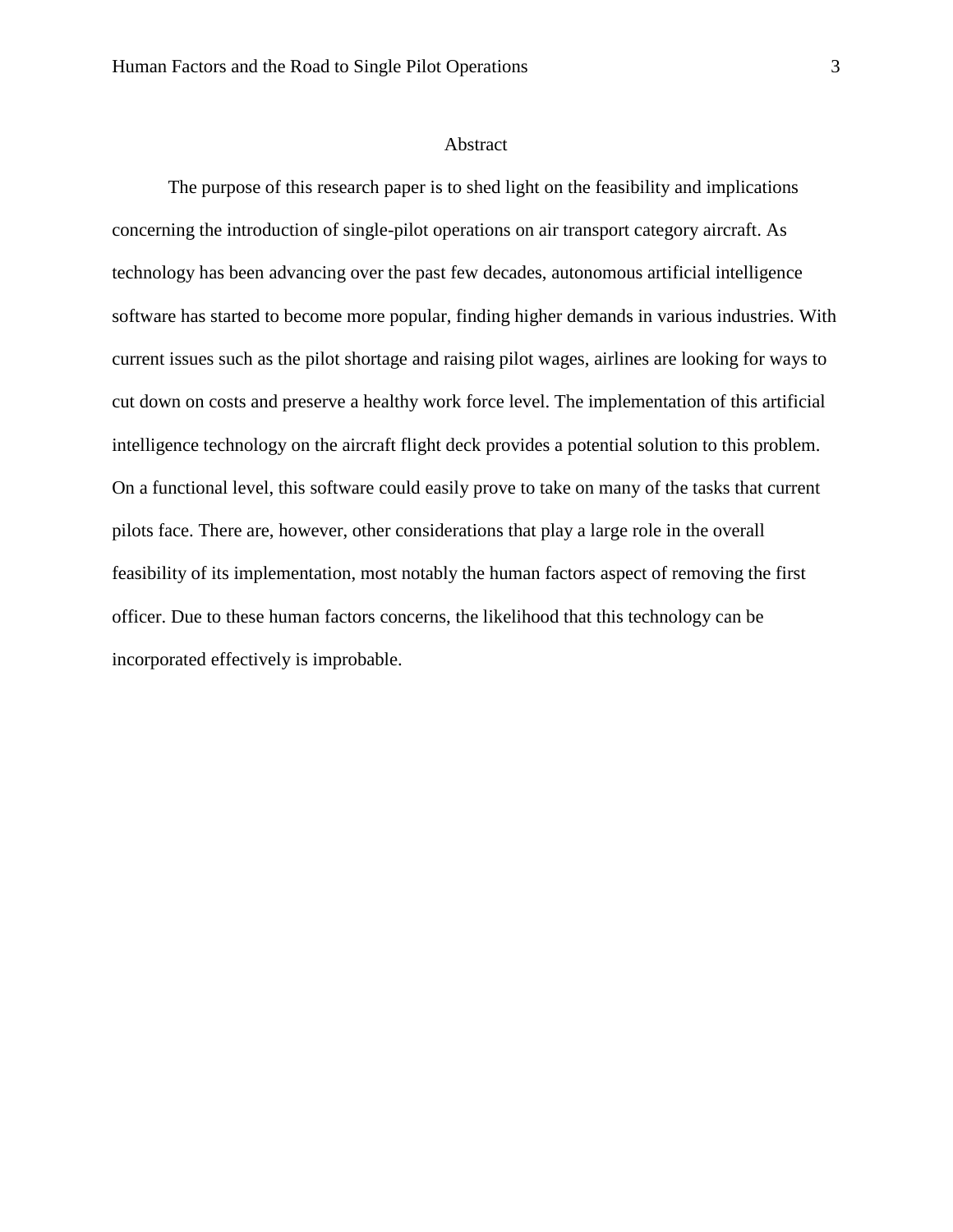# Abstract

The purpose of this research paper is to shed light on the feasibility and implications concerning the introduction of single-pilot operations on air transport category aircraft. As technology has been advancing over the past few decades, autonomous artificial intelligence software has started to become more popular, finding higher demands in various industries. With current issues such as the pilot shortage and raising pilot wages, airlines are looking for ways to cut down on costs and preserve a healthy work force level. The implementation of this artificial intelligence technology on the aircraft flight deck provides a potential solution to this problem. On a functional level, this software could easily prove to take on many of the tasks that current pilots face. There are, however, other considerations that play a large role in the overall feasibility of its implementation, most notably the human factors aspect of removing the first officer. Due to these human factors concerns, the likelihood that this technology can be incorporated effectively is improbable.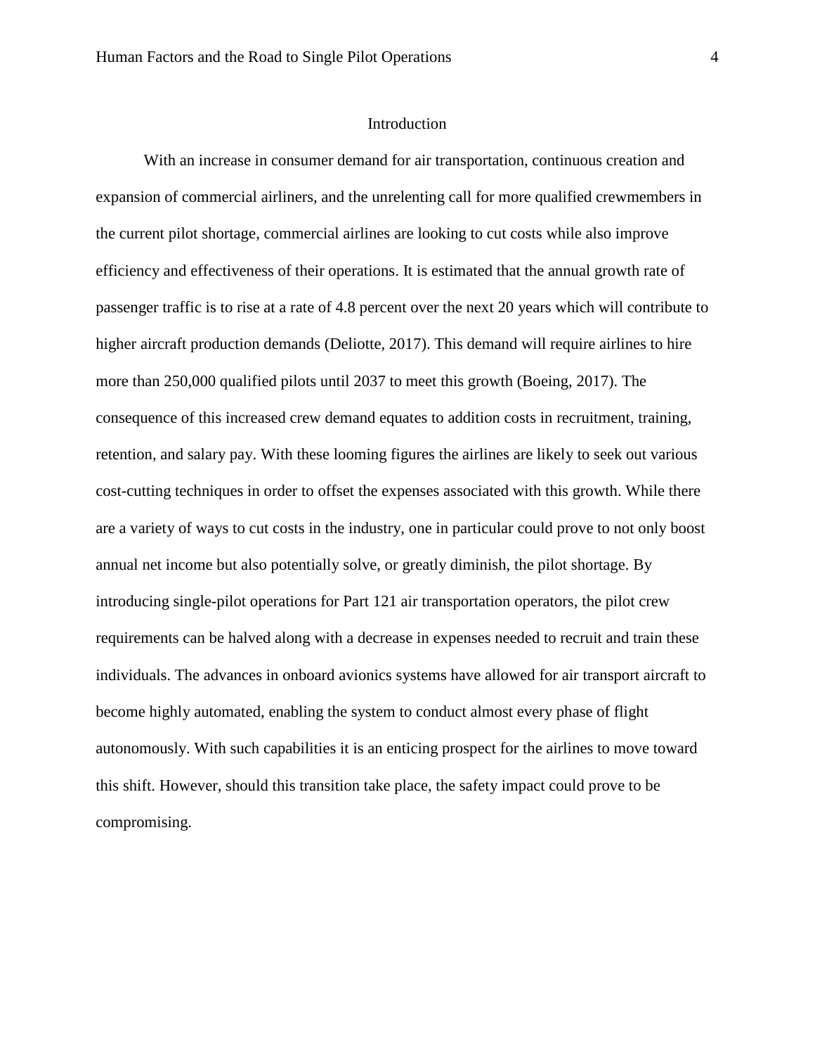# Introduction

With an increase in consumer demand for air transportation, continuous creation and expansion of commercial airliners, and the unrelenting call for more qualified crewmembers in the current pilot shortage, commercial airlines are looking to cut costs while also improve efficiency and effectiveness of their operations. It is estimated that the annual growth rate of passenger traffic is to rise at a rate of 4.8 percent over the next 20 years which will contribute to higher aircraft production demands (Deliotte, 2017). This demand will require airlines to hire more than 250,000 qualified pilots until 2037 to meet this growth (Boeing, 2017). The consequence of this increased crew demand equates to addition costs in recruitment, training, retention, and salary pay. With these looming figures the airlines are likely to seek out various cost-cutting techniques in order to offset the expenses associated with this growth. While there are a variety of ways to cut costs in the industry, one in particular could prove to not only boost annual net income but also potentially solve, or greatly diminish, the pilot shortage. By introducing single-pilot operations for Part 121 air transportation operators, the pilot crew requirements can be halved along with a decrease in expenses needed to recruit and train these individuals. The advances in onboard avionics systems have allowed for air transport aircraft to become highly automated, enabling the system to conduct almost every phase of flight autonomously. With such capabilities it is an enticing prospect for the airlines to move toward this shift. However, should this transition take place, the safety impact could prove to be compromising.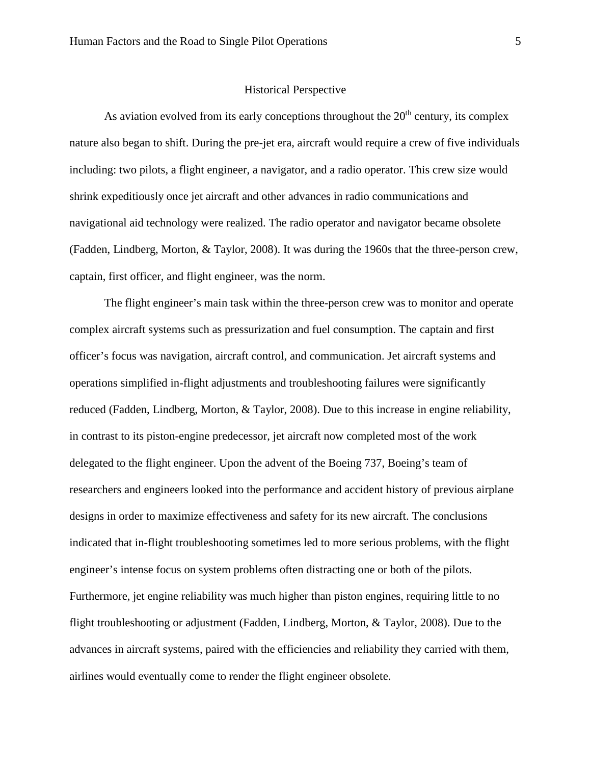## Historical Perspective

As aviation evolved from its early conceptions throughout the 20th century, its complex nature also began to shift. During the pre-jet era, aircraft would require a crew of five individuals including: two pilots, a flight engineer, a navigator, and a radio operator. This crew size would shrink expeditiously once jet aircraft and other advances in radio communications and navigational aid technology were realized. The radio operator and navigator became obsolete (Fadden, Lindberg, Morton, & Taylor, 2008). It was during the 1960s that the three-person crew, captain, first officer, and flight engineer, was the norm.

The flight engineer's main task within the three-person crew was to monitor and operate complex aircraft systems such as pressurization and fuel consumption. The captain and first officer's focus was navigation, aircraft control, and communication. Jet aircraft systems and operations simplified in-flight adjustments and troubleshooting failures were significantly reduced (Fadden, Lindberg, Morton, & Taylor, 2008). Due to this increase in engine reliability, in contrast to its piston-engine predecessor, jet aircraft now completed most of the work delegated to the flight engineer. Upon the advent of the Boeing 737, Boeing's team of researchers and engineers looked into the performance and accident history of previous airplane designs in order to maximize effectiveness and safety for its new aircraft. The conclusions indicated that in-flight troubleshooting sometimes led to more serious problems, with the flight engineer's intense focus on system problems often distracting one or both of the pilots. Furthermore, jet engine reliability was much higher than piston engines, requiring little to no flight troubleshooting or adjustment (Fadden, Lindberg, Morton, & Taylor, 2008). Due to the advances in aircraft systems, paired with the efficiencies and reliability they carried with them, airlines would eventually come to render the flight engineer obsolete.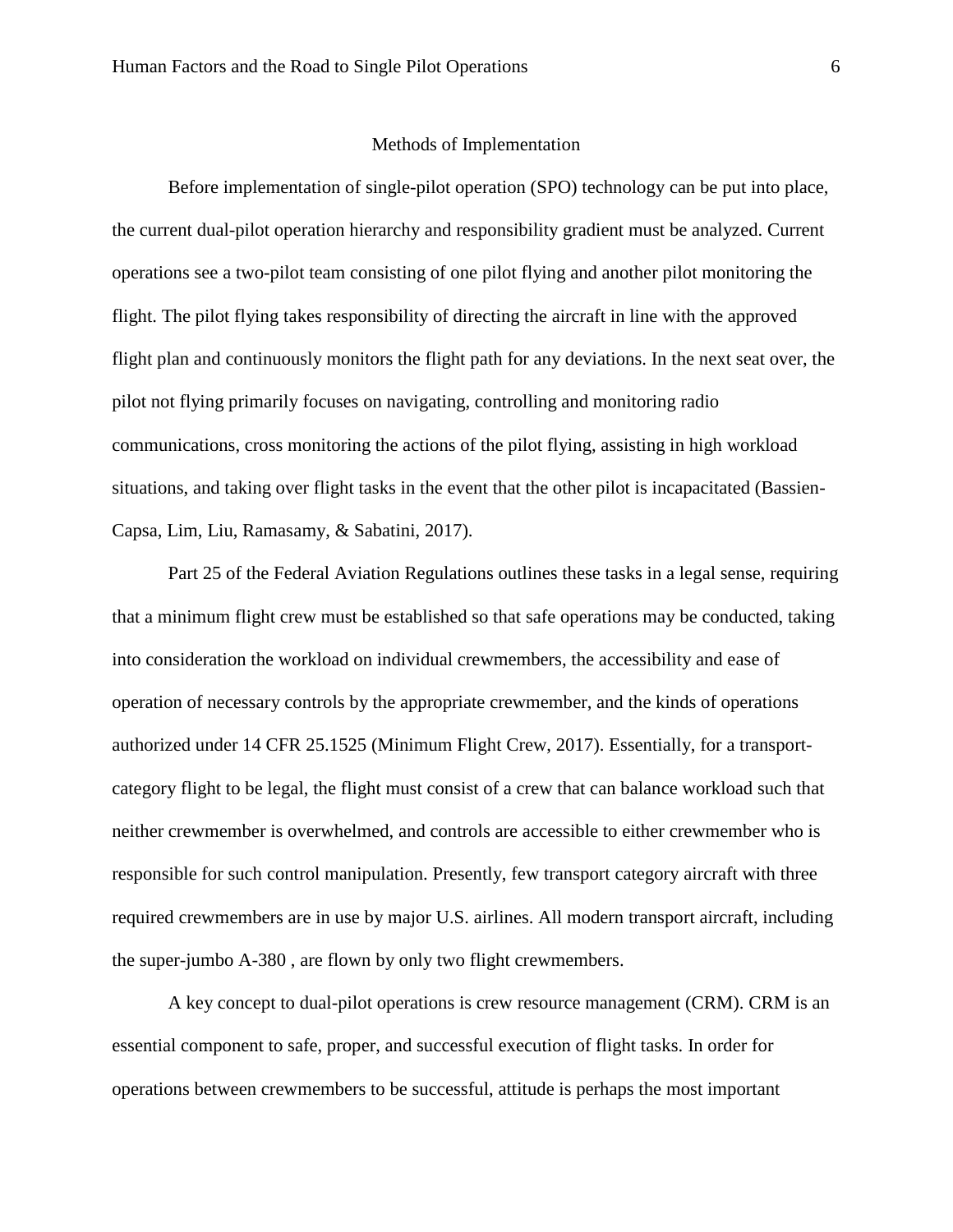## Methods of Implementation

Before implementation of single-pilot operation (SPO) technology can be put into place, the current dual-pilot operation hierarchy and responsibility gradient must be analyzed. Current operations see a two-pilot team consisting of one pilot flying and another pilot monitoring the flight. The pilot flying takes responsibility of directing the aircraft in line with the approved flight plan and continuously monitors the flight path for any deviations. In the next seat over, the pilot not flying primarily focuses on navigating, controlling and monitoring radio communications, cross monitoring the actions of the pilot flying, assisting in high workload situations, and taking over flight tasks in the event that the other pilot is incapacitated (Bassien-Capsa, Lim, Liu, Ramasamy, & Sabatini, 2017).

Part 25 of the Federal Aviation Regulations outlines these tasks in a legal sense, requiring that a minimum flight crew must be established so that safe operations may be conducted, taking into consideration the workload on individual crewmembers, the accessibility and ease of operation of necessary controls by the appropriate crewmember, and the kinds of operations authorized under 14 CFR 25.1525 (Minimum Flight Crew, 2017). Essentially, for a transport-category flight to be legal, the flight must consist of a crew that can balance workload such that neither crewmember is overwhelmed, and controls are accessible to either crewmember who is responsible for such control manipulation. Presently, few transport category aircraft with three required crewmembers are in use by major U.S. airlines. All modern transport aircraft, including the super-jumbo A-380 , are flown by only two flight crewmembers.

A key concept to dual-pilot operations is crew resource management (CRM). CRM is an essential component to safe, proper, and successful execution of flight tasks. In order for operations between crewmembers to be successful, attitude is perhaps the most important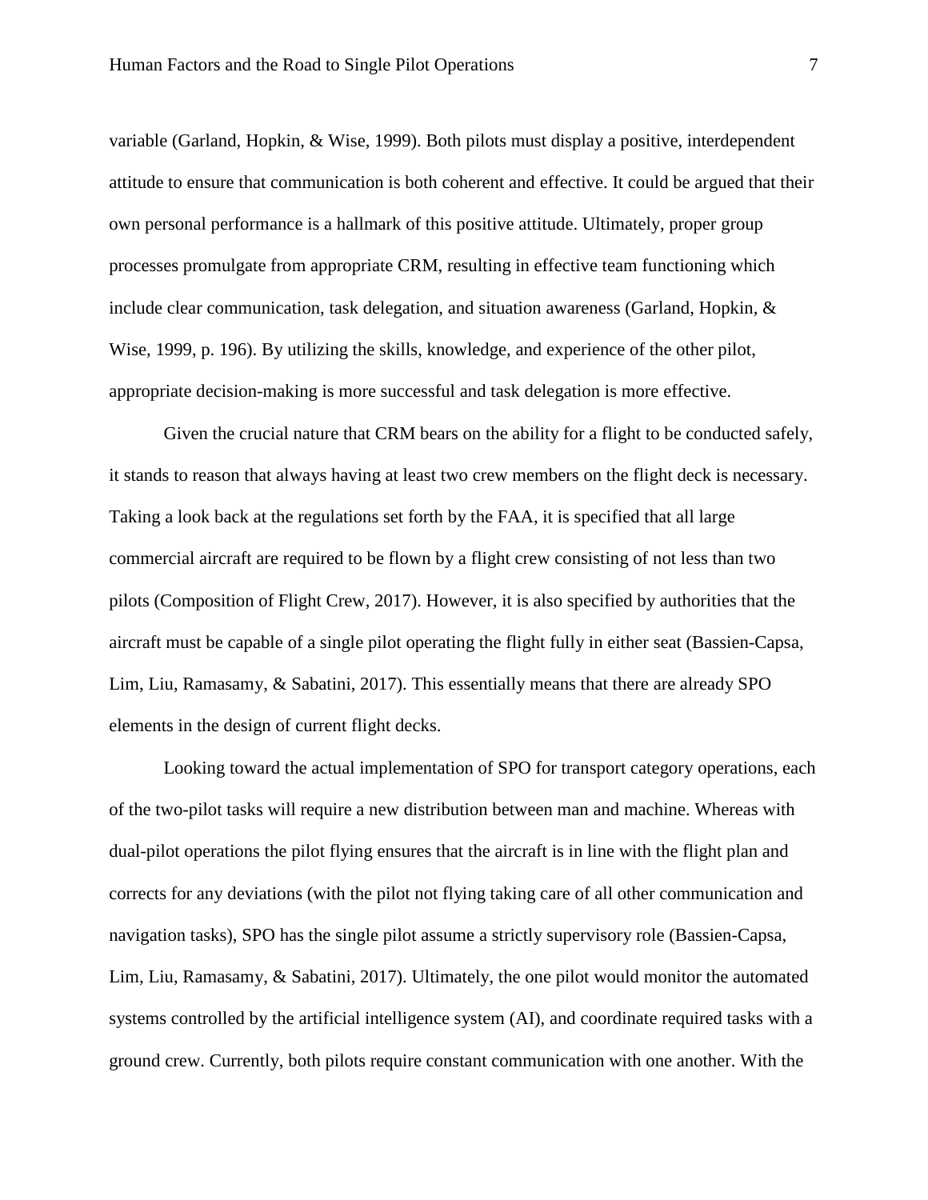variable (Garland, Hopkin, & Wise, 1999). Both pilots must display a positive, interdependent attitude to ensure that communication is both coherent and effective. It could be argued that their own personal performance is a hallmark of this positive attitude. Ultimately, proper group processes promulgate from appropriate CRM, resulting in effective team functioning which include clear communication, task delegation, and situation awareness (Garland, Hopkin, & Wise, 1999, p. 196). By utilizing the skills, knowledge, and experience of the other pilot, appropriate decision-making is more successful and task delegation is more effective.

Given the crucial nature that CRM bears on the ability for a flight to be conducted safely, it stands to reason that always having at least two crew members on the flight deck is necessary. Taking a look back at the regulations set forth by the FAA, it is specified that all large commercial aircraft are required to be flown by a flight crew consisting of not less than two pilots (Composition of Flight Crew, 2017). However, it is also specified by authorities that the aircraft must be capable of a single pilot operating the flight fully in either seat (Bassien-Capsa, Lim, Liu, Ramasamy, & Sabatini, 2017). This essentially means that there are already SPO elements in the design of current flight decks.

Looking toward the actual implementation of SPO for transport category operations, each of the two-pilot tasks will require a new distribution between man and machine. Whereas with dual-pilot operations the pilot flying ensures that the aircraft is in line with the flight plan and corrects for any deviations (with the pilot not flying taking care of all other communication and navigation tasks), SPO has the single pilot assume a strictly supervisory role (Bassien-Capsa, Lim, Liu, Ramasamy, & Sabatini, 2017). Ultimately, the one pilot would monitor the automated systems controlled by the artificial intelligence system (AI), and coordinate required tasks with a ground crew. Currently, both pilots require constant communication with one another. With the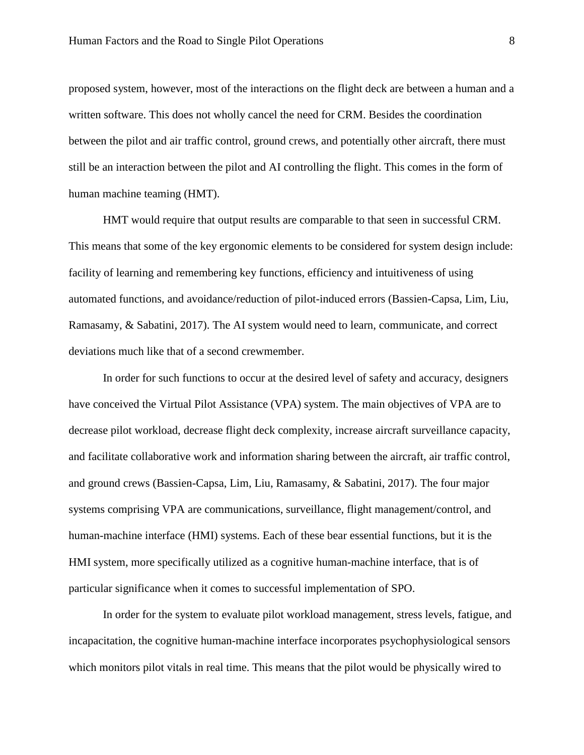proposed system, however, most of the interactions on the flight deck are between a human and a written software. This does not wholly cancel the need for CRM. Besides the coordination between the pilot and air traffic control, ground crews, and potentially other aircraft, there must still be an interaction between the pilot and AI controlling the flight. This comes in the form of human machine teaming (HMT).

HMT would require that output results are comparable to that seen in successful CRM. This means that some of the key ergonomic elements to be considered for system design include: facility of learning and remembering key functions, efficiency and intuitiveness of using automated functions, and avoidance/reduction of pilot-induced errors (Bassien-Capsa, Lim, Liu, Ramasamy, & Sabatini, 2017). The AI system would need to learn, communicate, and correct deviations much like that of a second crewmember.

In order for such functions to occur at the desired level of safety and accuracy, designers have conceived the Virtual Pilot Assistance (VPA) system. The main objectives of VPA are to decrease pilot workload, decrease flight deck complexity, increase aircraft surveillance capacity, and facilitate collaborative work and information sharing between the aircraft, air traffic control, and ground crews (Bassien-Capsa, Lim, Liu, Ramasamy, & Sabatini, 2017). The four major systems comprising VPA are communications, surveillance, flight management/control, and human-machine interface (HMI) systems. Each of these bear essential functions, but it is the HMI system, more specifically utilized as a cognitive human-machine interface, that is of particular significance when it comes to successful implementation of SPO.

In order for the system to evaluate pilot workload management, stress levels, fatigue, and incapacitation, the cognitive human-machine interface incorporates psychophysiological sensors which monitors pilot vitals in real time. This means that the pilot would be physically wired to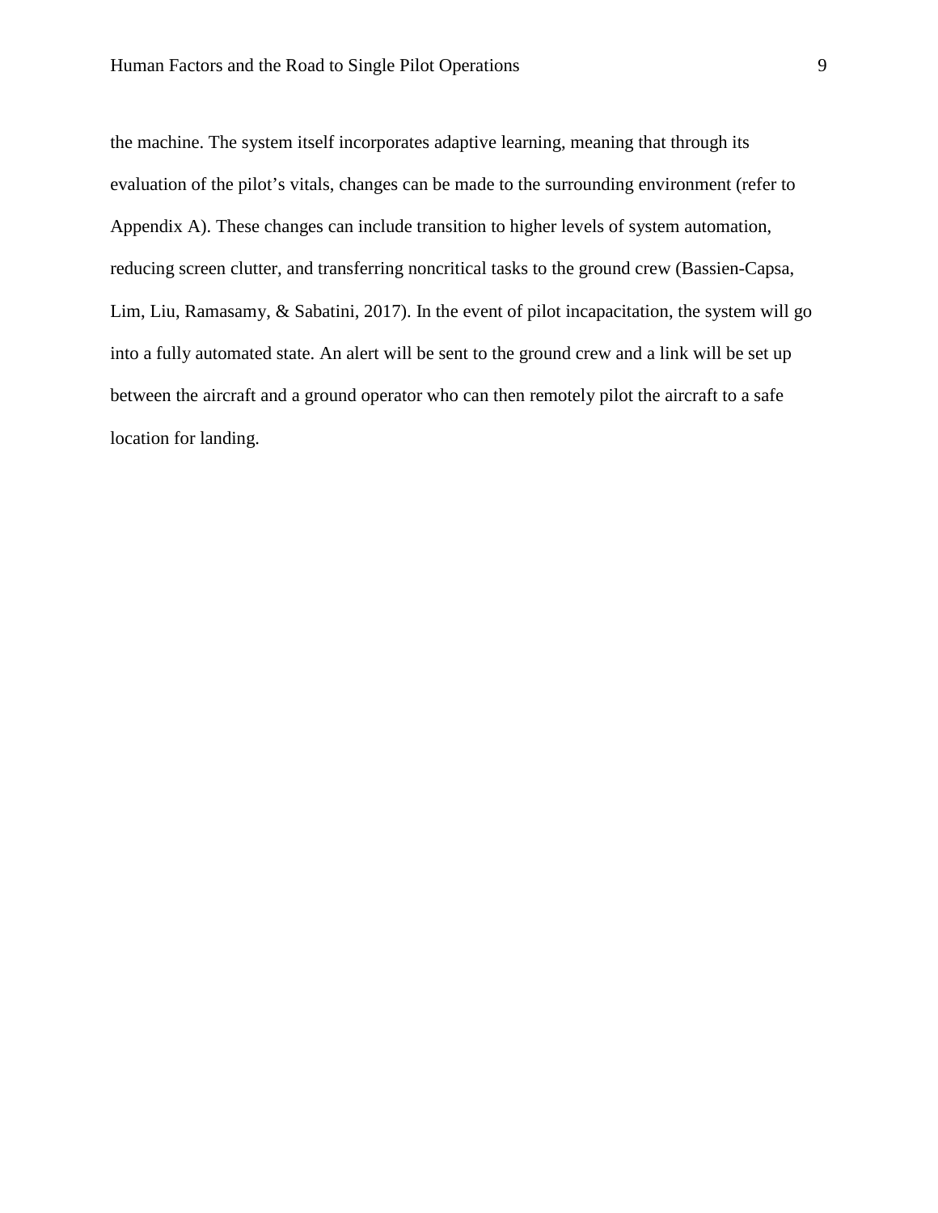the machine. The system itself incorporates adaptive learning, meaning that through its evaluation of the pilot's vitals, changes can be made to the surrounding environment (refer to Appendix A). These changes can include transition to higher levels of system automation, reducing screen clutter, and transferring noncritical tasks to the ground crew (Bassien-Capsa, Lim, Liu, Ramasamy, & Sabatini, 2017). In the event of pilot incapacitation, the system will go into a fully automated state. An alert will be sent to the ground crew and a link will be set up between the aircraft and a ground operator who can then remotely pilot the aircraft to a safe location for landing.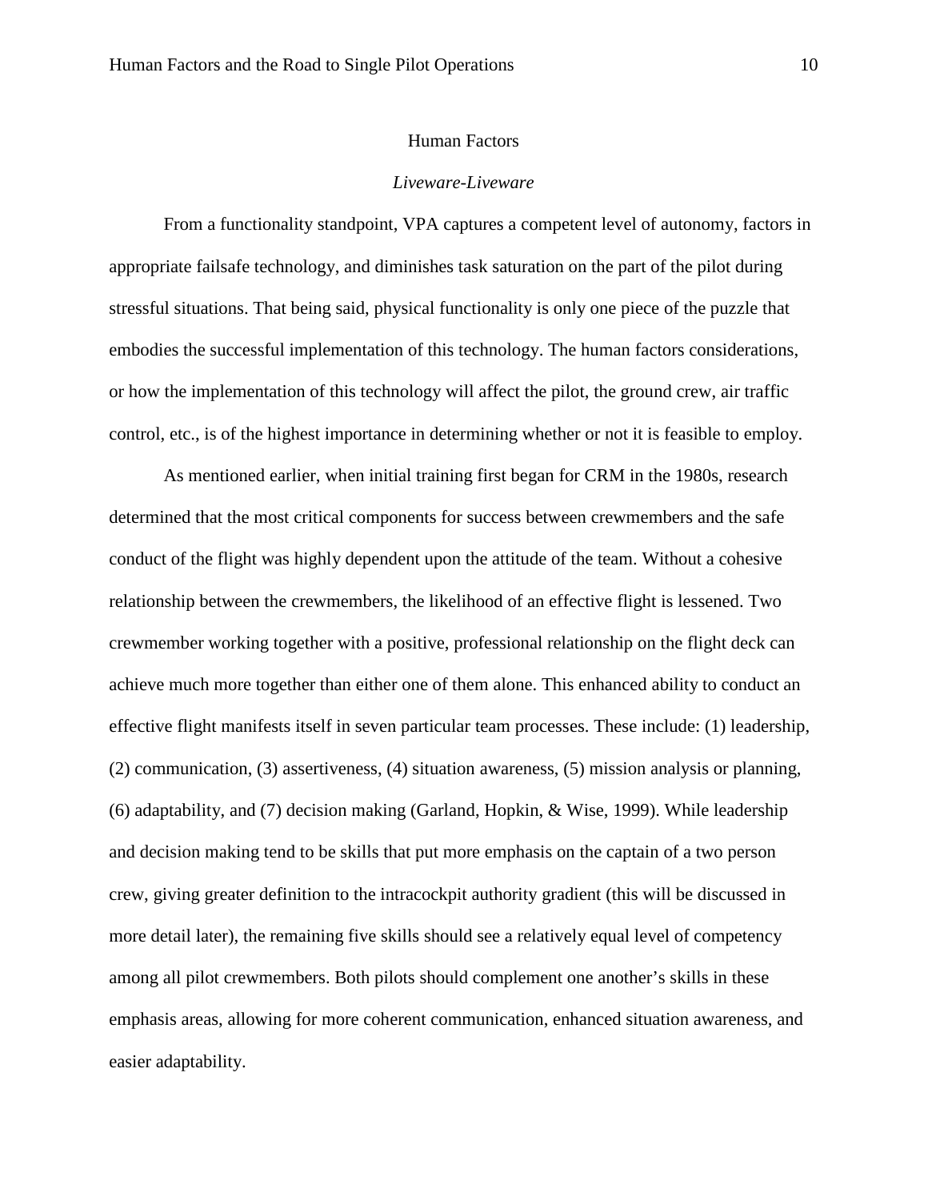## Human Factors

### *Liveware-Liveware*

From a functionality standpoint, VPA captures a competent level of autonomy, factors in appropriate failsafe technology, and diminishes task saturation on the part of the pilot during stressful situations. That being said, physical functionality is only one piece of the puzzle that embodies the successful implementation of this technology. The human factors considerations, or how the implementation of this technology will affect the pilot, the ground crew, air traffic control, etc., is of the highest importance in determining whether or not it is feasible to employ.

As mentioned earlier, when initial training first began for CRM in the 1980s, research determined that the most critical components for success between crewmembers and the safe conduct of the flight was highly dependent upon the attitude of the team. Without a cohesive relationship between the crewmembers, the likelihood of an effective flight is lessened. Two crewmember working together with a positive, professional relationship on the flight deck can achieve much more together than either one of them alone. This enhanced ability to conduct an effective flight manifests itself in seven particular team processes. These include: (1) leadership, (2) communication, (3) assertiveness, (4) situation awareness, (5) mission analysis or planning, (6) adaptability, and (7) decision making (Garland, Hopkin, & Wise, 1999). While leadership and decision making tend to be skills that put more emphasis on the captain of a two person crew, giving greater definition to the intracockpit authority gradient (this will be discussed in more detail later), the remaining five skills should see a relatively equal level of competency among all pilot crewmembers. Both pilots should complement one another's skills in these emphasis areas, allowing for more coherent communication, enhanced situation awareness, and easier adaptability.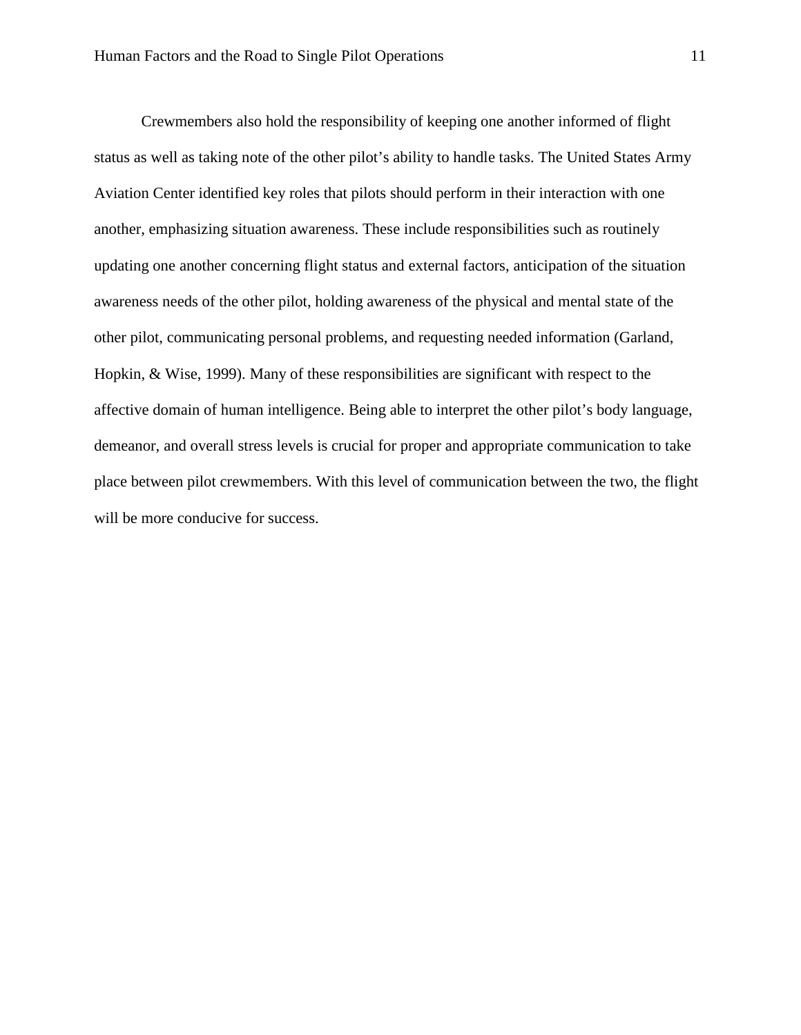Crewmembers also hold the responsibility of keeping one another informed of flight status as well as taking note of the other pilot's ability to handle tasks. The United States Army Aviation Center identified key roles that pilots should perform in their interaction with one another, emphasizing situation awareness. These include responsibilities such as routinely updating one another concerning flight status and external factors, anticipation of the situation awareness needs of the other pilot, holding awareness of the physical and mental state of the other pilot, communicating personal problems, and requesting needed information (Garland, Hopkin, & Wise, 1999). Many of these responsibilities are significant with respect to the affective domain of human intelligence. Being able to interpret the other pilot's body language, demeanor, and overall stress levels is crucial for proper and appropriate communication to take place between pilot crewmembers. With this level of communication between the two, the flight will be more conducive for success.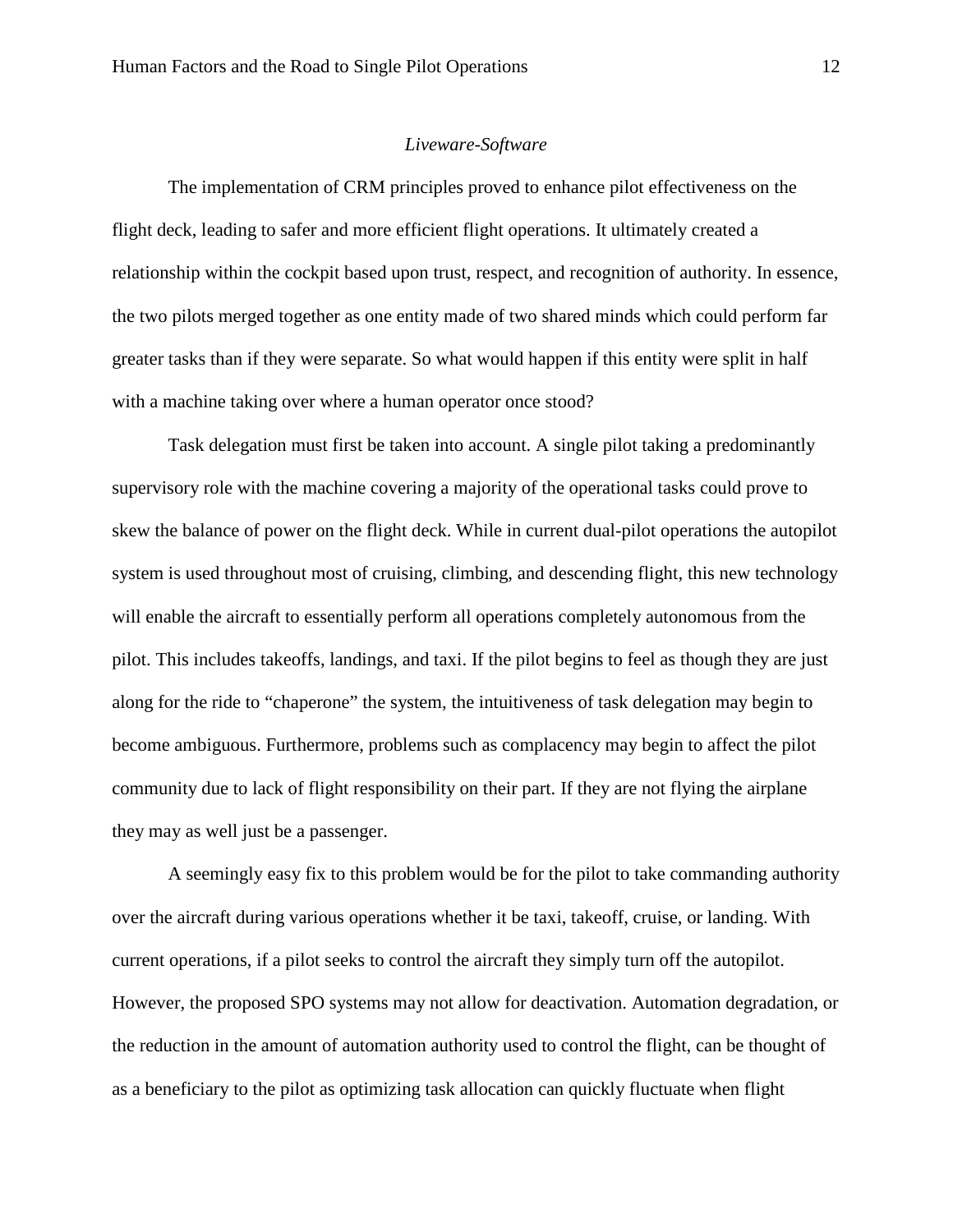### *Liveware-Software*

The implementation of CRM principles proved to enhance pilot effectiveness on the flight deck, leading to safer and more efficient flight operations. It ultimately created a relationship within the cockpit based upon trust, respect, and recognition of authority. In essence, the two pilots merged together as one entity made of two shared minds which could perform far greater tasks than if they were separate. So what would happen if this entity were split in half with a machine taking over where a human operator once stood?

Task delegation must first be taken into account. A single pilot taking a predominantly supervisory role with the machine covering a majority of the operational tasks could prove to skew the balance of power on the flight deck. While in current dual-pilot operations the autopilot system is used throughout most of cruising, climbing, and descending flight, this new technology will enable the aircraft to essentially perform all operations completely autonomous from the pilot. This includes takeoffs, landings, and taxi. If the pilot begins to feel as though they are just along for the ride to "chaperone" the system, the intuitiveness of task delegation may begin to become ambiguous. Furthermore, problems such as complacency may begin to affect the pilot community due to lack of flight responsibility on their part. If they are not flying the airplane they may as well just be a passenger.

A seemingly easy fix to this problem would be for the pilot to take commanding authority over the aircraft during various operations whether it be taxi, takeoff, cruise, or landing. With current operations, if a pilot seeks to control the aircraft they simply turn off the autopilot. However, the proposed SPO systems may not allow for deactivation. Automation degradation, or the reduction in the amount of automation authority used to control the flight, can be thought of as a beneficiary to the pilot as optimizing task allocation can quickly fluctuate when flight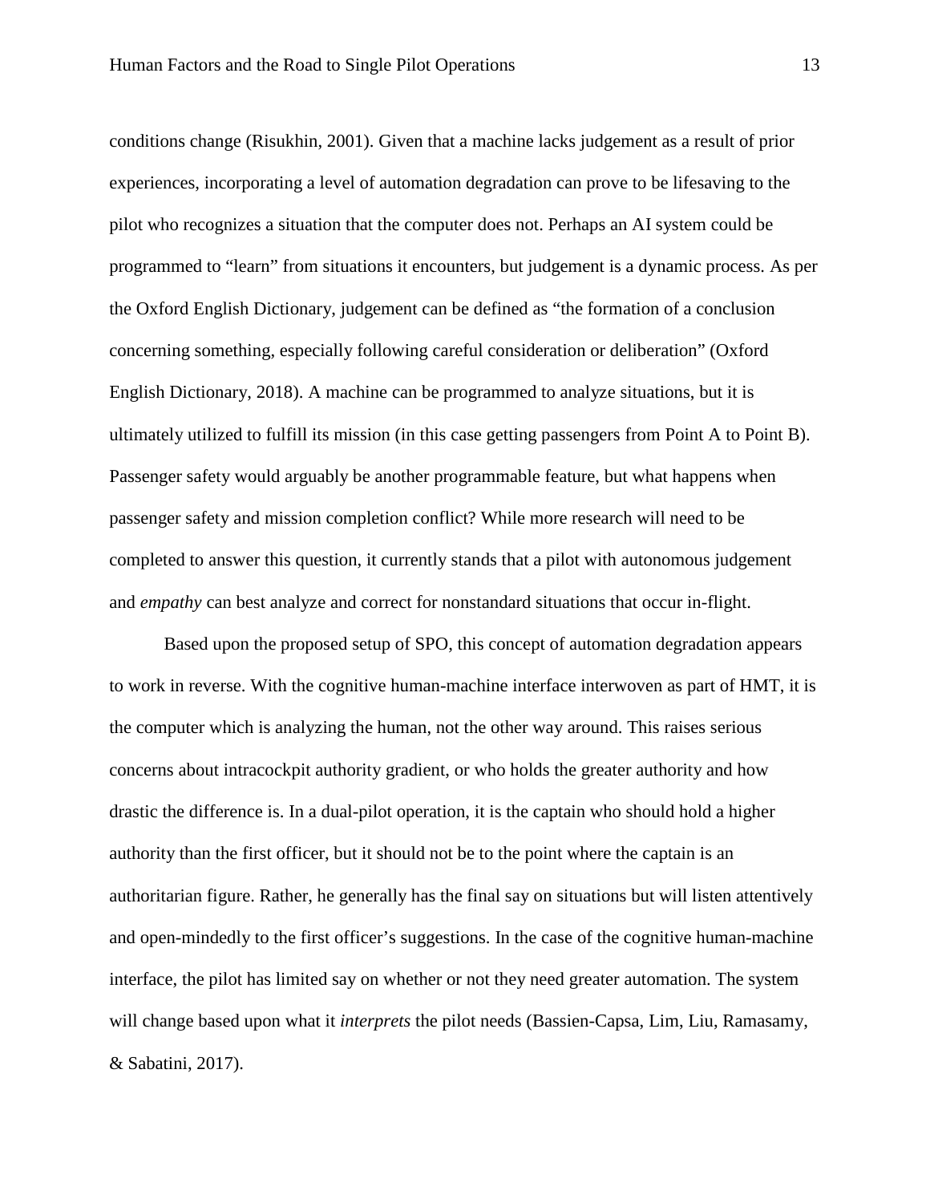conditions change (Risukhin, 2001). Given that a machine lacks judgement as a result of prior experiences, incorporating a level of automation degradation can prove to be lifesaving to the pilot who recognizes a situation that the computer does not. Perhaps an AI system could be programmed to "learn" from situations it encounters, but judgement is a dynamic process. As per the Oxford English Dictionary, judgement can be defined as "the formation of a conclusion concerning something, especially following careful consideration or deliberation" (Oxford English Dictionary, 2018). A machine can be programmed to analyze situations, but it is ultimately utilized to fulfill its mission (in this case getting passengers from Point A to Point B). Passenger safety would arguably be another programmable feature, but what happens when passenger safety and mission completion conflict? While more research will need to be completed to answer this question, it currently stands that a pilot with autonomous judgement and *empathy* can best analyze and correct for nonstandard situations that occur in-flight.

Based upon the proposed setup of SPO, this concept of automation degradation appears to work in reverse. With the cognitive human-machine interface interwoven as part of HMT, it is the computer which is analyzing the human, not the other way around. This raises serious concerns about intracockpit authority gradient, or who holds the greater authority and how drastic the difference is. In a dual-pilot operation, it is the captain who should hold a higher authority than the first officer, but it should not be to the point where the captain is an authoritarian figure. Rather, he generally has the final say on situations but will listen attentively and open-mindedly to the first officer's suggestions. In the case of the cognitive human-machine interface, the pilot has limited say on whether or not they need greater automation. The system will change based upon what it *interprets* the pilot needs (Bassien-Capsa, Lim, Liu, Ramasamy, & Sabatini, 2017).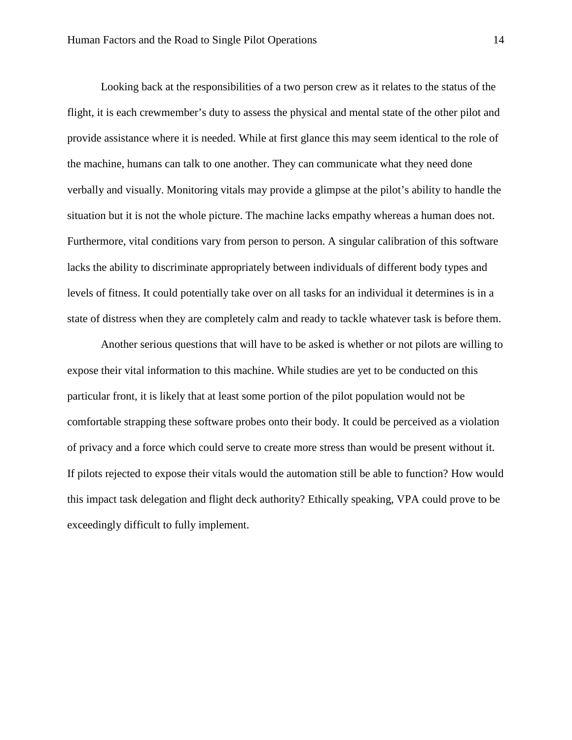Looking back at the responsibilities of a two person crew as it relates to the status of the flight, it is each crewmember's duty to assess the physical and mental state of the other pilot and provide assistance where it is needed. While at first glance this may seem identical to the role of the machine, humans can talk to one another. They can communicate what they need done verbally and visually. Monitoring vitals may provide a glimpse at the pilot's ability to handle the situation but it is not the whole picture. The machine lacks empathy whereas a human does not. Furthermore, vital conditions vary from person to person. A singular calibration of this software lacks the ability to discriminate appropriately between individuals of different body types and levels of fitness. It could potentially take over on all tasks for an individual it determines is in a state of distress when they are completely calm and ready to tackle whatever task is before them.

Another serious questions that will have to be asked is whether or not pilots are willing to expose their vital information to this machine. While studies are yet to be conducted on this particular front, it is likely that at least some portion of the pilot population would not be comfortable strapping these software probes onto their body. It could be perceived as a violation of privacy and a force which could serve to create more stress than would be present without it. If pilots rejected to expose their vitals would the automation still be able to function? How would this impact task delegation and flight deck authority? Ethically speaking, VPA could prove to be exceedingly difficult to fully implement.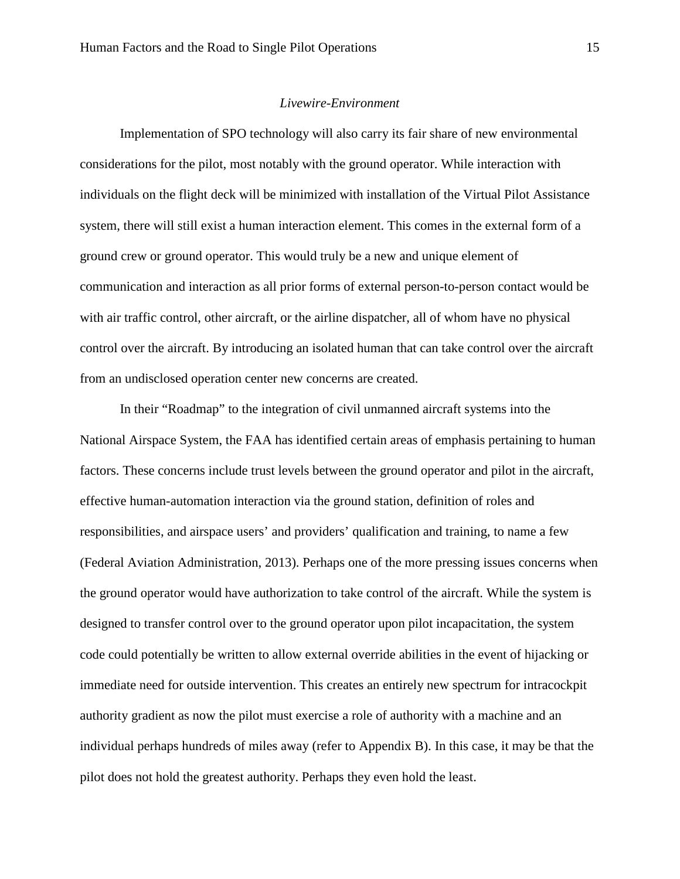*Livewire-Environment*

Implementation of SPO technology will also carry its fair share of new environmental considerations for the pilot, most notably with the ground operator. While interaction with individuals on the flight deck will be minimized with installation of the Virtual Pilot Assistance system, there will still exist a human interaction element. This comes in the external form of a ground crew or ground operator. This would truly be a new and unique element of communication and interaction as all prior forms of external person-to-person contact would be with air traffic control, other aircraft, or the airline dispatcher, all of whom have no physical control over the aircraft. By introducing an isolated human that can take control over the aircraft from an undisclosed operation center new concerns are created.

In their "Roadmap" to the integration of civil unmanned aircraft systems into the National Airspace System, the FAA has identified certain areas of emphasis pertaining to human factors. These concerns include trust levels between the ground operator and pilot in the aircraft, effective human-automation interaction via the ground station, definition of roles and responsibilities, and airspace users' and providers' qualification and training, to name a few (Federal Aviation Administration, 2013). Perhaps one of the more pressing issues concerns when the ground operator would have authorization to take control of the aircraft. While the system is designed to transfer control over to the ground operator upon pilot incapacitation, the system code could potentially be written to allow external override abilities in the event of hijacking or immediate need for outside intervention. This creates an entirely new spectrum for intracockpit authority gradient as now the pilot must exercise a role of authority with a machine and an individual perhaps hundreds of miles away (refer to Appendix B). In this case, it may be that the pilot does not hold the greatest authority. Perhaps they even hold the least.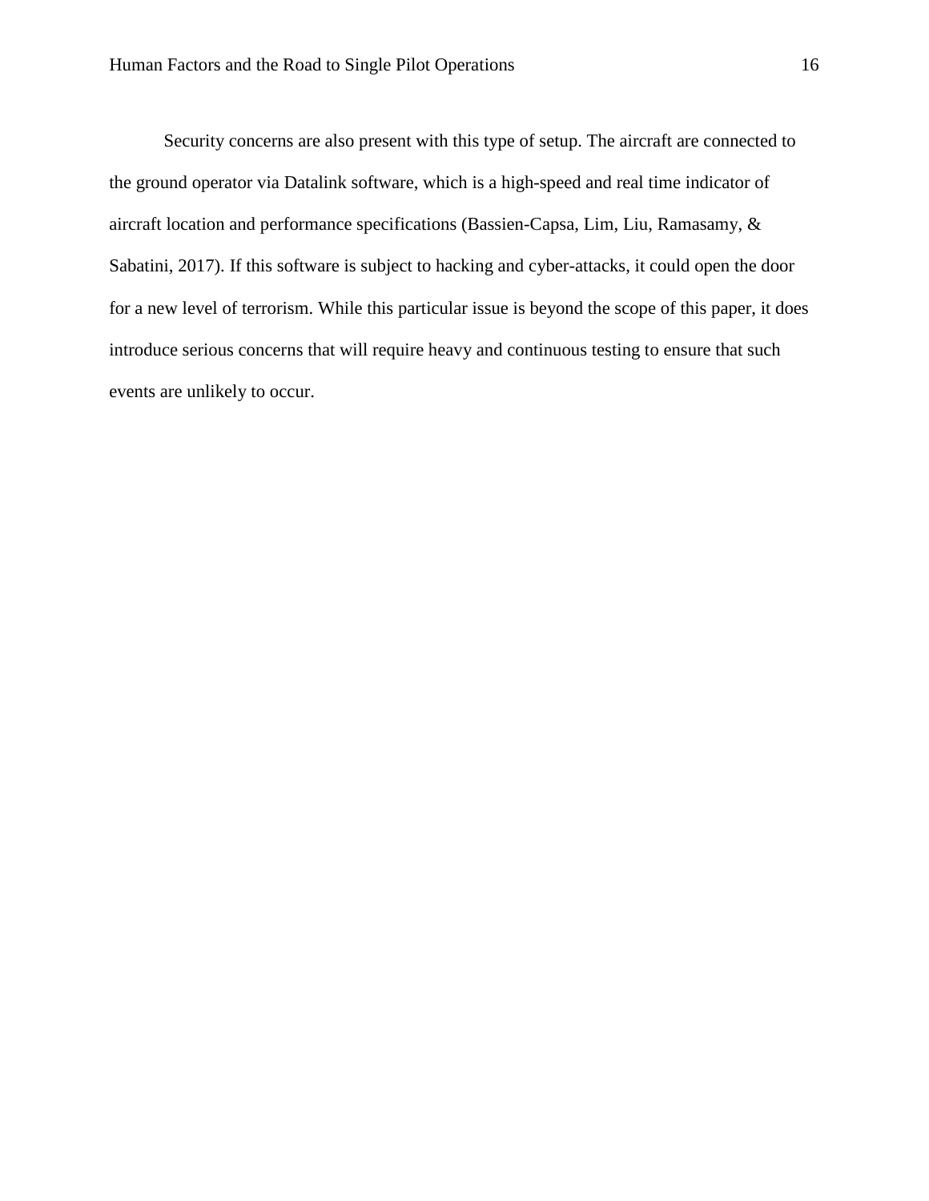Security concerns are also present with this type of setup. The aircraft are connected to the ground operator via Datalink software, which is a high-speed and real time indicator of aircraft location and performance specifications (Bassien-Capsa, Lim, Liu, Ramasamy, & Sabatini, 2017). If this software is subject to hacking and cyber-attacks, it could open the door for a new level of terrorism. While this particular issue is beyond the scope of this paper, it does introduce serious concerns that will require heavy and continuous testing to ensure that such events are unlikely to occur.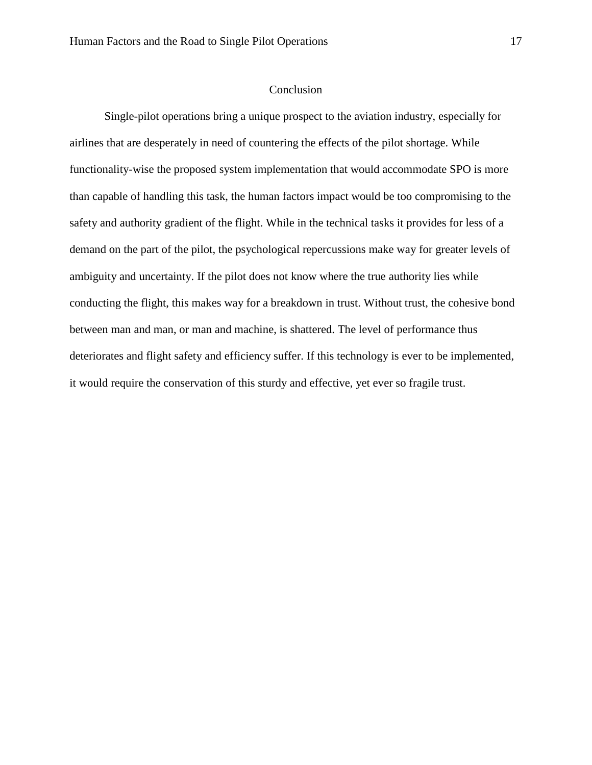## Conclusion

Single-pilot operations bring a unique prospect to the aviation industry, especially for airlines that are desperately in need of countering the effects of the pilot shortage. While functionality-wise the proposed system implementation that would accommodate SPO is more than capable of handling this task, the human factors impact would be too compromising to the safety and authority gradient of the flight. While in the technical tasks it provides for less of a demand on the part of the pilot, the psychological repercussions make way for greater levels of ambiguity and uncertainty. If the pilot does not know where the true authority lies while conducting the flight, this makes way for a breakdown in trust. Without trust, the cohesive bond between man and man, or man and machine, is shattered. The level of performance thus deteriorates and flight safety and efficiency suffer. If this technology is ever to be implemented, it would require the conservation of this sturdy and effective, yet ever so fragile trust.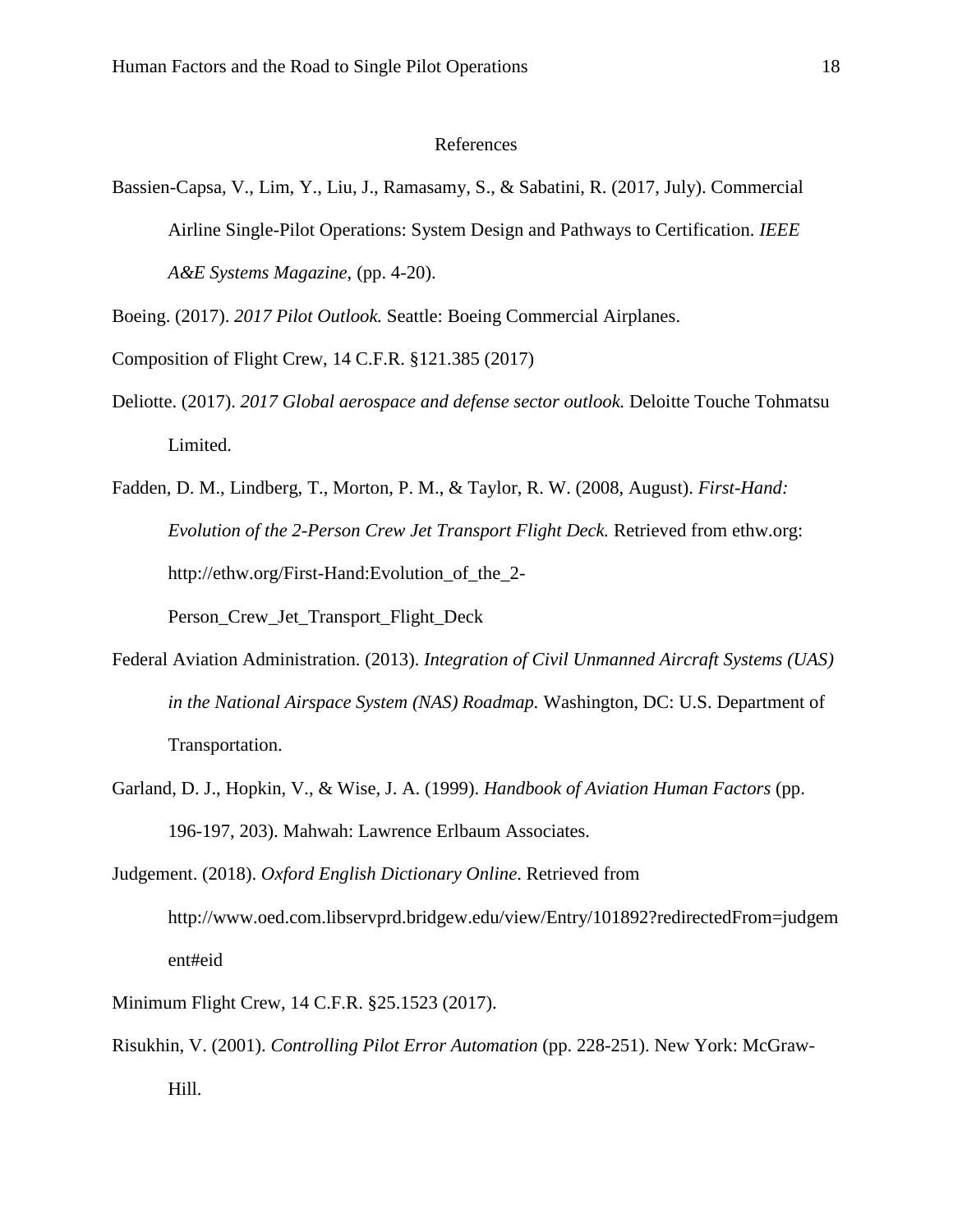# References

Bassien-Capsa, V., Lim, Y., Liu, J., Ramasamy, S., & Sabatini, R. (2017, July). Commercial Airline Single-Pilot Operations: System Design and Pathways to Certification. *IEEE A&E Systems Magazine*, (pp. 4-20).

Boeing. (2017). *2017 Pilot Outlook.* Seattle: Boeing Commercial Airplanes.

Composition of Flight Crew, 14 C.F.R. §121.385 (2017)

Deliotte. (2017). *2017 Global aerospace and defense sector outlook.* Deloitte Touche Tohmatsu Limited.

Fadden, D. M., Lindberg, T., Morton, P. M., & Taylor, R. W. (2008, August). *First-Hand: Evolution of the 2-Person Crew Jet Transport Flight Deck.* Retrieved from ethw.org: http://ethw.org/First-Hand:Evolution_of_the_2-Person_Crew_Jet_Transport_Flight_Deck

Federal Aviation Administration. (2013). *Integration of Civil Unmanned Aircraft Systems (UAS) in the National Airspace System (NAS) Roadmap.* Washington, DC: U.S. Department of Transportation.

Garland, D. J., Hopkin, V., & Wise, J. A. (1999). *Handbook of Aviation Human Factors* (pp. 196-197, 203). Mahwah: Lawrence Erlbaum Associates.

Judgement. (2018). *Oxford English Dictionary Online*. Retrieved from http://www.oed.com.libservprd.bridgew.edu/view/Entry/101892?redirectedFrom=judgement#eid

Minimum Flight Crew, 14 C.F.R. §25.1523 (2017).

Risukhin, V. (2001). *Controlling Pilot Error Automation* (pp. 228-251). New York: McGraw-Hill.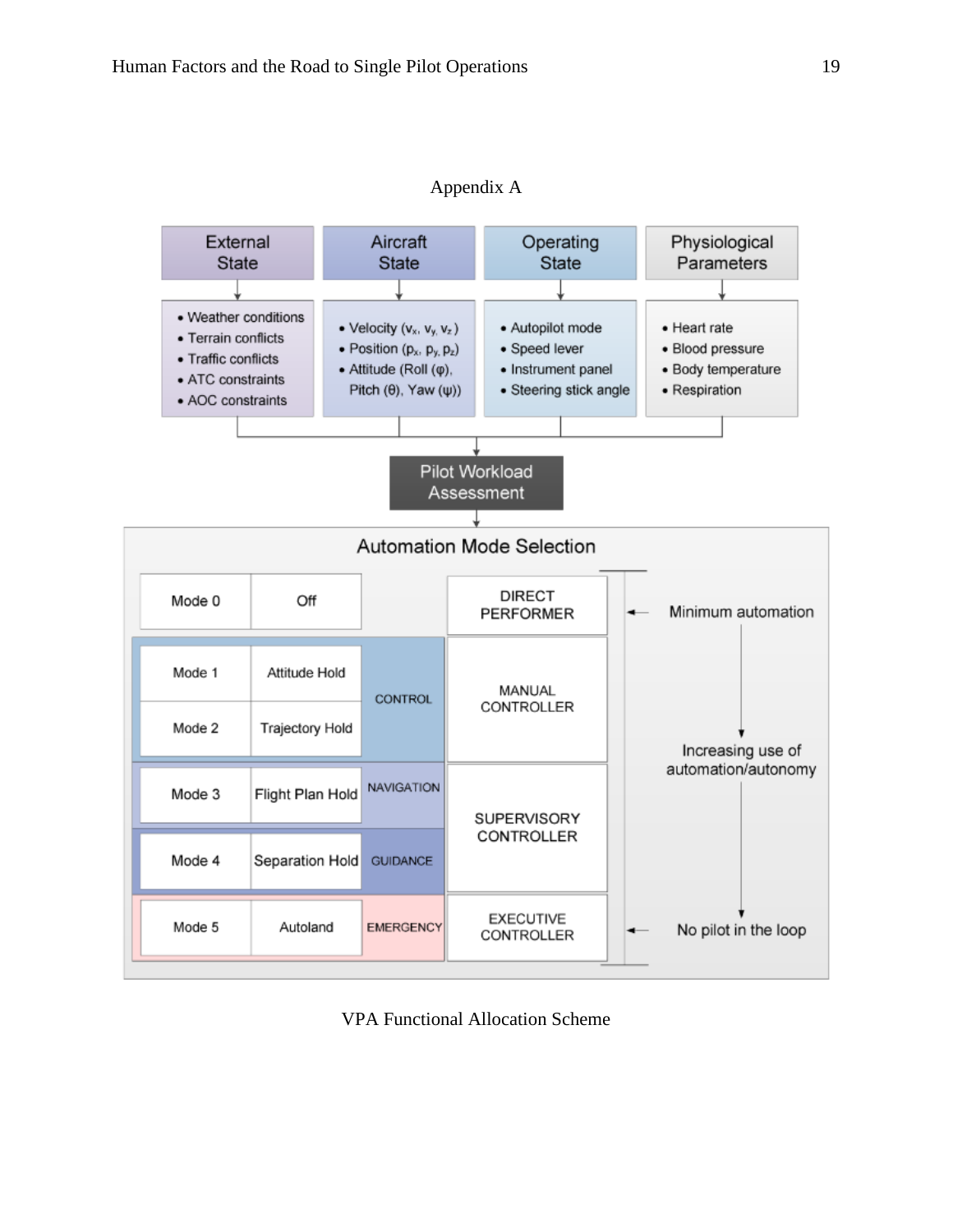## Appendix A

| External State | Aircraft State | Operating State | Physiological Parameters |
| --- | --- | --- | --- |
| • Weather conditions<br>• Terrain conflicts<br>• Traffic conflicts<br>• ATC constraints<br>• AOC constraints | • Velocity ($v_x$, $v_y$, $v_z$)<br>• Position ($p_x$, $p_y$, $p_z$)<br>• Attitude (Roll ($\varphi$), Pitch ($\theta$), Yaw ($\psi$)) | • Autopilot mode<br>• Speed lever<br>• Instrument panel<br>• Steering stick angle | • Heart rate<br>• Blood pressure<br>• Body temperature<br>• Respiration |

↓

**Pilot Workload Assessment**

↓

**Automation Mode Selection**

| Mode | Function | Category | Role | Automation Level |
| --- | --- | --- | --- | --- |
| Mode 0 | Off | | DIRECT PERFORMER | Minimum automation |
| Mode 1 | Attitude Hold | CONTROL | MANUAL CONTROLLER | |
| Mode 2 | Trajectory Hold | CONTROL | MANUAL CONTROLLER | Increasing use of automation/autonomy |
| Mode 3 | Flight Plan Hold | NAVIGATION | SUPERVISORY CONTROLLER | |
| Mode 4 | Separation Hold | GUIDANCE | SUPERVISORY CONTROLLER | |
| Mode 5 | Autoland | EMERGENCY | EXECUTIVE CONTROLLER | No pilot in the loop |

VPA Functional Allocation Scheme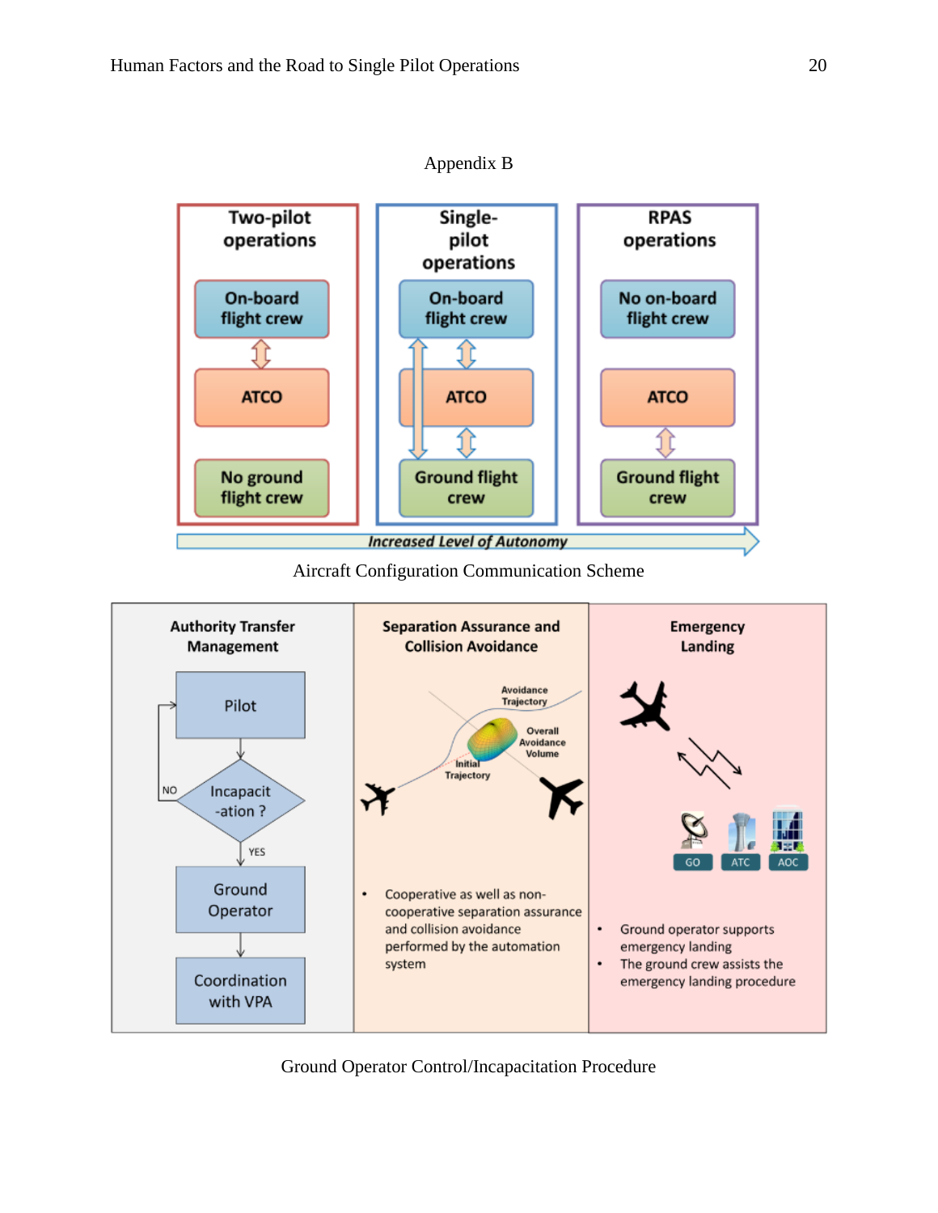# Appendix B

Two-pilot operations

On-board flight crew

ATCO

No ground flight crew

Single-pilot operations

On-board flight crew

ATCO

Ground flight crew

RPAS operations

No on-board flight crew

ATCO

Ground flight crew

Increased Level of Autonomy

Aircraft Configuration Communication Scheme

Authority Transfer Management

Pilot

Incapacit-ation ?

NO

YES

Ground Operator

Coordination with VPA

Separation Assurance and Collision Avoidance

Avoidance Trajectory

Overall Avoidance Volume

Initial Trajectory

- Cooperative as well as non-cooperative separation assurance and collision avoidance performed by the automation system

Emergency Landing

GO

ATC

AOC

- Ground operator supports emergency landing
- The ground crew assists the emergency landing procedure

Ground Operator Control/Incapacitation Procedure